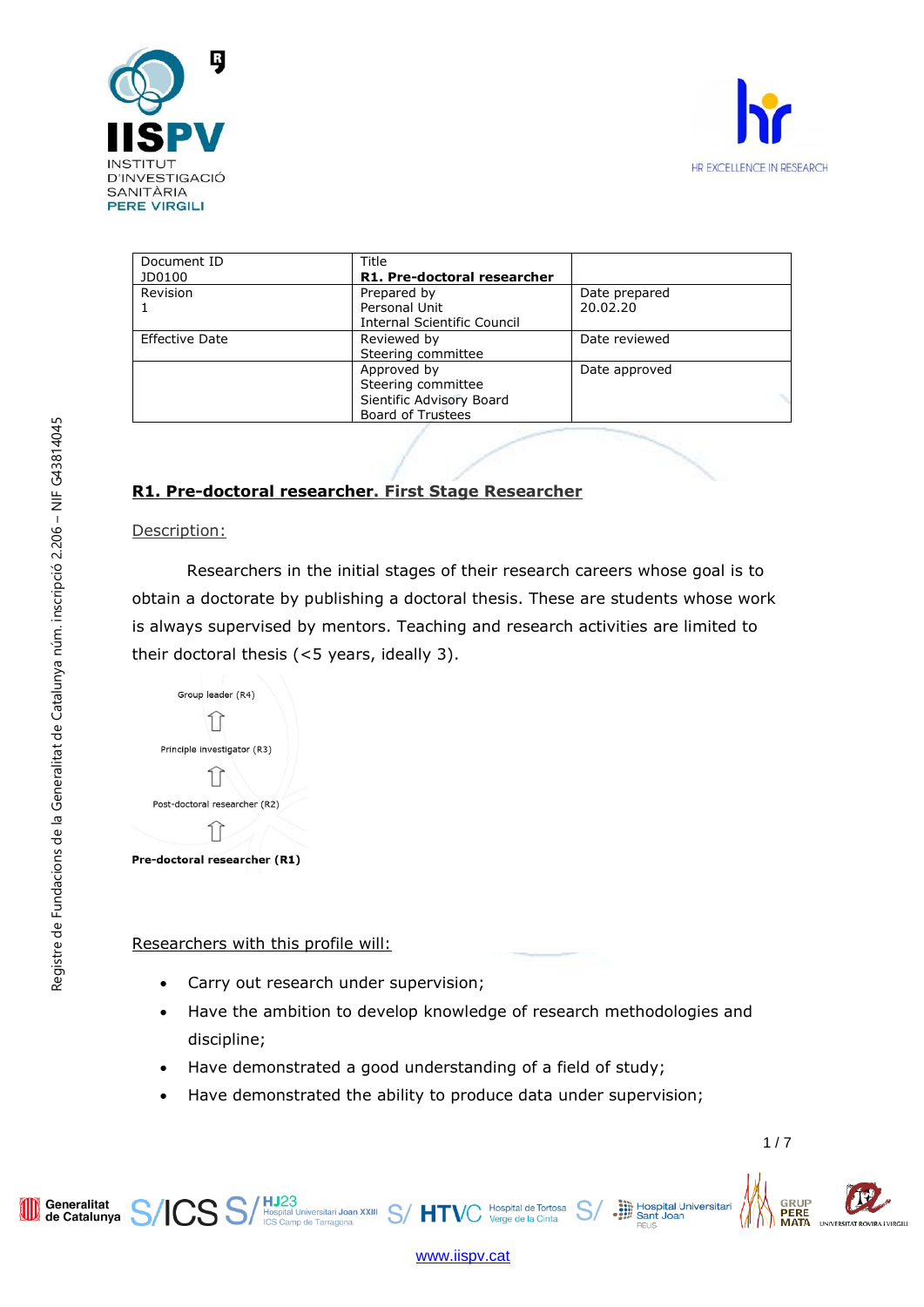| Document ID<br>JD0100 | Title<br>**R1. Pre-doctoral researcher** | |
|---|---|---|
| Revision<br>1 | Prepared by<br>Personal Unit<br>Internal Scientific Council | Date prepared<br>20.02.20 |
| Effective Date | Reviewed by<br>Steering committee | Date reviewed |
| | Approved by<br>Steering committee<br>Sientific Advisory Board<br>Board of Trustees | Date approved |

## R1. Pre-doctoral researcher. First Stage Researcher

Description:

Researchers in the initial stages of their research careers whose goal is to obtain a doctorate by publishing a doctoral thesis. These are students whose work is always supervised by mentors. Teaching and research activities are limited to their doctoral thesis (<5 years, ideally 3).

Group leader (R4)

⇧

Principle investigator (R3)

⇧

Post-doctoral researcher (R2)

⇧

**Pre-doctoral researcher (R1)**

Researchers with this profile will:

- Carry out research under supervision;
- Have the ambition to develop knowledge of research methodologies and discipline;
- Have demonstrated a good understanding of a field of study;
- Have demonstrated the ability to produce data under supervision;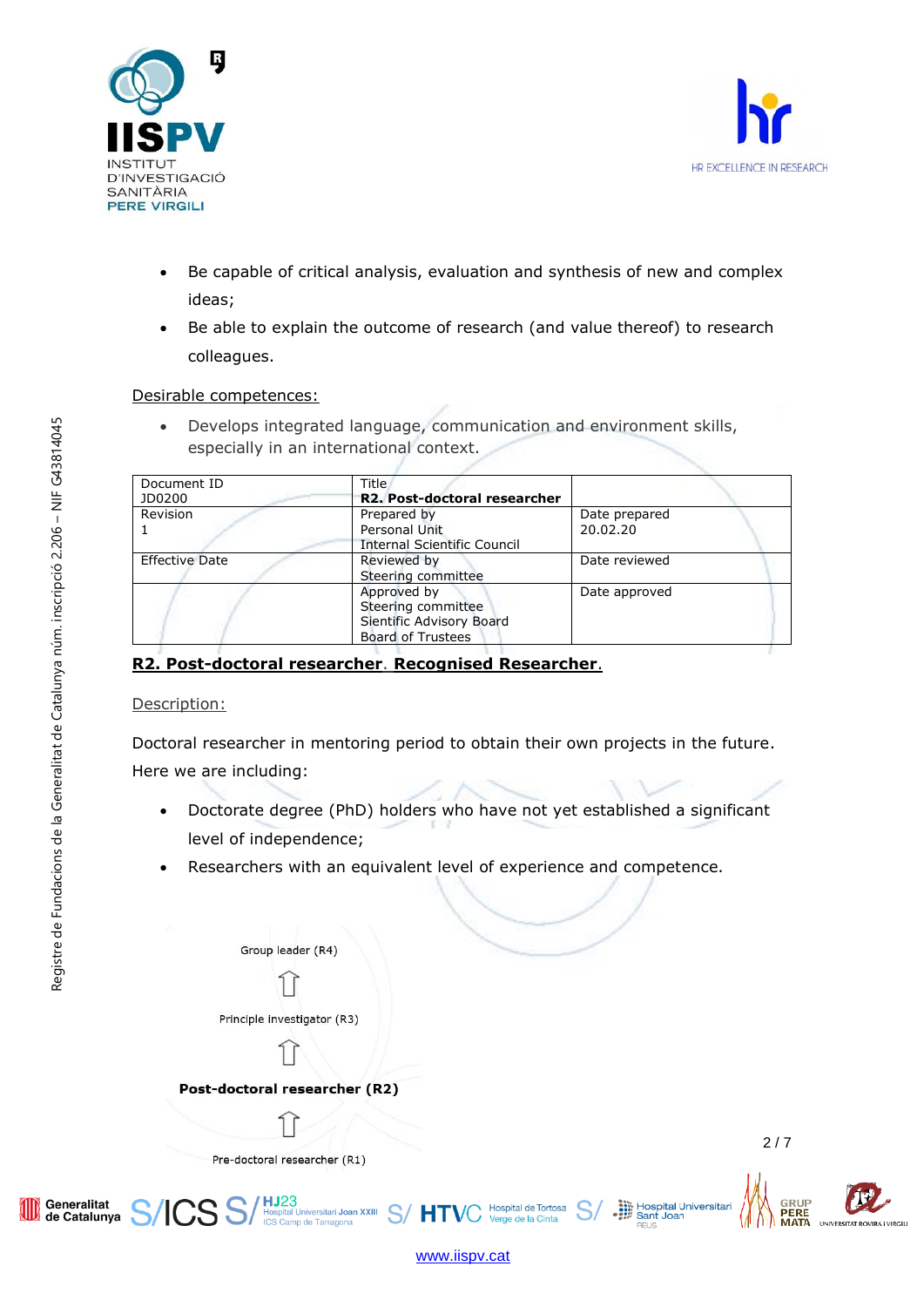- Be capable of critical analysis, evaluation and synthesis of new and complex ideas;
- Be able to explain the outcome of research (and value thereof) to research colleagues.

Desirable competences:

- Develops integrated language, communication and environment skills, especially in an international context.

| Document ID<br>JD0200 | Title<br>**R2. Post-doctoral researcher** | |
|---|---|---|
| Revision<br>1 | Prepared by<br>Personal Unit<br>Internal Scientific Council | Date prepared<br>20.02.20 |
| Effective Date | Reviewed by<br>Steering committee | Date reviewed |
| | Approved by<br>Steering committee<br>Sientific Advisory Board<br>Board of Trustees | Date approved |

**R2. Post-doctoral researcher. Recognised Researcher.**

Description:

Doctoral researcher in mentoring period to obtain their own projects in the future. Here we are including:

- Doctorate degree (PhD) holders who have not yet established a significant level of independence;
- Researchers with an equivalent level of experience and competence.

Group leader (R4)

⇧

Principle investigator (R3)

⇧

**Post-doctoral researcher (R2)**

⇧

Pre-doctoral researcher (R1)

www.iispv.cat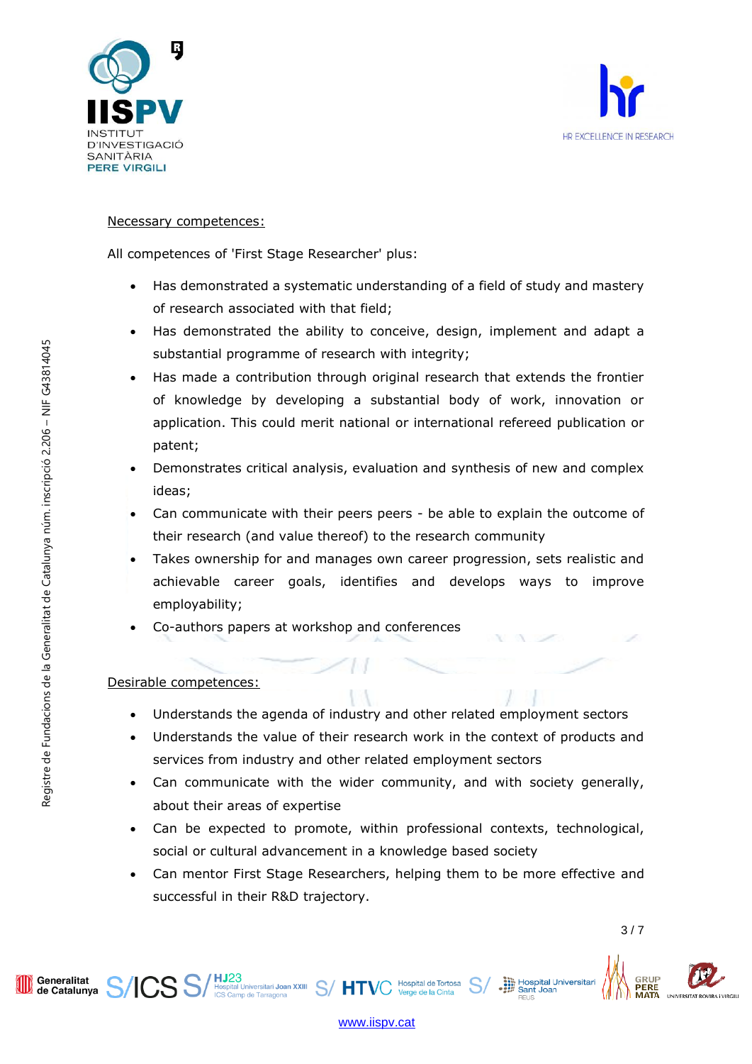Necessary competences:

All competences of 'First Stage Researcher' plus:

- Has demonstrated a systematic understanding of a field of study and mastery of research associated with that field;
- Has demonstrated the ability to conceive, design, implement and adapt a substantial programme of research with integrity;
- Has made a contribution through original research that extends the frontier of knowledge by developing a substantial body of work, innovation or application. This could merit national or international refereed publication or patent;
- Demonstrates critical analysis, evaluation and synthesis of new and complex ideas;
- Can communicate with their peers peers - be able to explain the outcome of their research (and value thereof) to the research community
- Takes ownership for and manages own career progression, sets realistic and achievable career goals, identifies and develops ways to improve employability;
- Co-authors papers at workshop and conferences

Desirable competences:

- Understands the agenda of industry and other related employment sectors
- Understands the value of their research work in the context of products and services from industry and other related employment sectors
- Can communicate with the wider community, and with society generally, about their areas of expertise
- Can be expected to promote, within professional contexts, technological, social or cultural advancement in a knowledge based society
- Can mentor First Stage Researchers, helping them to be more effective and successful in their R&D trajectory.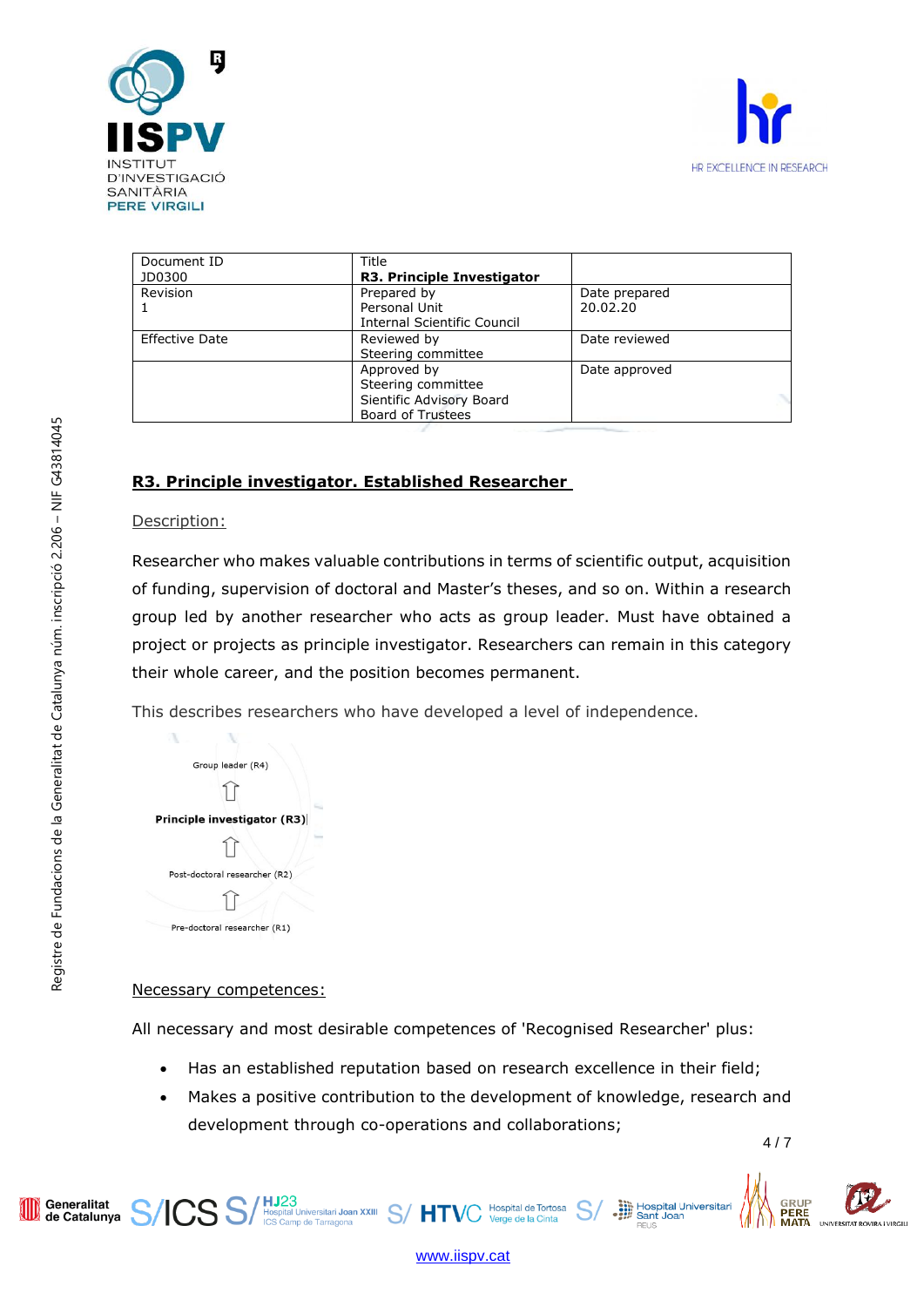| Document ID<br>JD0300 | Title<br>**R3. Principle Investigator** | |
|---|---|---|
| Revision<br>1 | Prepared by<br>Personal Unit<br>Internal Scientific Council | Date prepared<br>20.02.20 |
| Effective Date | Reviewed by<br>Steering committee | Date reviewed |
| | Approved by<br>Steering committee<br>Sientific Advisory Board<br>Board of Trustees | Date approved |

## R3. Principle investigator. Established Researcher

Description:

Researcher who makes valuable contributions in terms of scientific output, acquisition of funding, supervision of doctoral and Master's theses, and so on. Within a research group led by another researcher who acts as group leader. Must have obtained a project or projects as principle investigator. Researchers can remain in this category their whole career, and the position becomes permanent.

This describes researchers who have developed a level of independence.

Group leader (R4)

⇧

**Principle investigator (R3)**

⇧

Post-doctoral researcher (R2)

⇧

Pre-doctoral researcher (R1)

Necessary competences:

All necessary and most desirable competences of 'Recognised Researcher' plus:

- Has an established reputation based on research excellence in their field;
- Makes a positive contribution to the development of knowledge, research and development through co-operations and collaborations;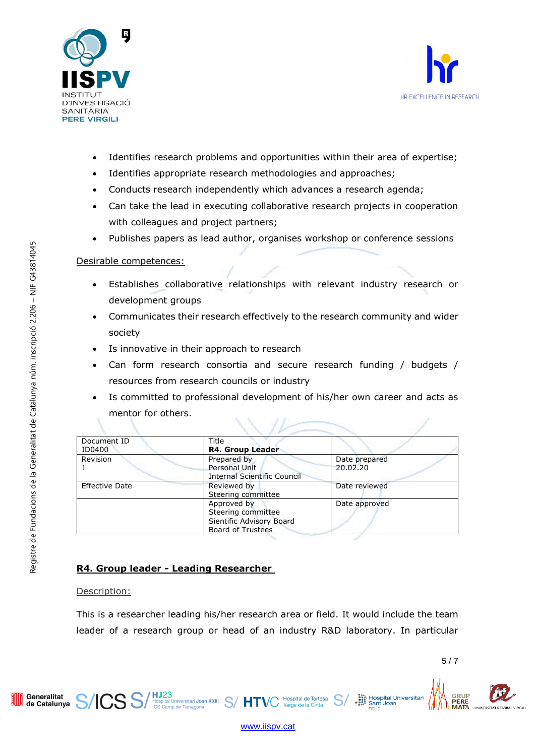- Identifies research problems and opportunities within their area of expertise;
- Identifies appropriate research methodologies and approaches;
- Conducts research independently which advances a research agenda;
- Can take the lead in executing collaborative research projects in cooperation with colleagues and project partners;
- Publishes papers as lead author, organises workshop or conference sessions

Desirable competences:

- Establishes collaborative relationships with relevant industry research or development groups
- Communicates their research effectively to the research community and wider society
- Is innovative in their approach to research
- Can form research consortia and secure research funding / budgets / resources from research councils or industry
- Is committed to professional development of his/her own career and acts as mentor for others.

| Document ID<br>JD0400 | Title<br>**R4. Group Leader** | |
|---|---|---|
| Revision<br>1 | Prepared by<br>Personal Unit<br>Internal Scientific Council | Date prepared<br>20.02.20 |
| Effective Date | Reviewed by<br>Steering committee | Date reviewed |
| | Approved by<br>Steering committee<br>Sientific Advisory Board<br>Board of Trustees | Date approved |

**R4. Group leader - Leading Researcher**

Description:

This is a researcher leading his/her research area or field. It would include the team leader of a research group or head of an industry R&D laboratory. In particular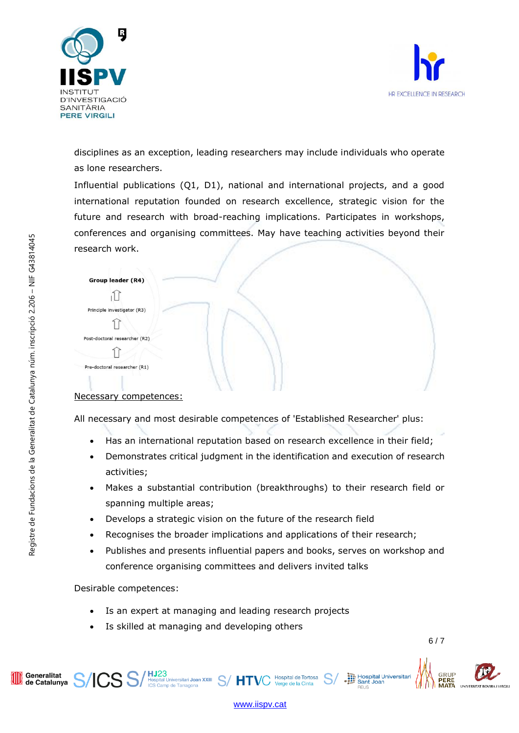disciplines as an exception, leading researchers may include individuals who operate as lone researchers.

Influential publications (Q1, D1), national and international projects, and a good international reputation founded on research excellence, strategic vision for the future and research with broad-reaching implications. Participates in workshops, conferences and organising committees. May have teaching activities beyond their research work.

**Group leader (R4)**

⇧

Principle investigator (R3)

⇧

Post-doctoral researcher (R2)

⇧

Pre-doctoral researcher (R1)

Necessary competences:

All necessary and most desirable competences of 'Established Researcher' plus:

- Has an international reputation based on research excellence in their field;
- Demonstrates critical judgment in the identification and execution of research activities;
- Makes a substantial contribution (breakthroughs) to their research field or spanning multiple areas;
- Develops a strategic vision on the future of the research field
- Recognises the broader implications and applications of their research;
- Publishes and presents influential papers and books, serves on workshop and conference organising committees and delivers invited talks

Desirable competences:

- Is an expert at managing and leading research projects
- Is skilled at managing and developing others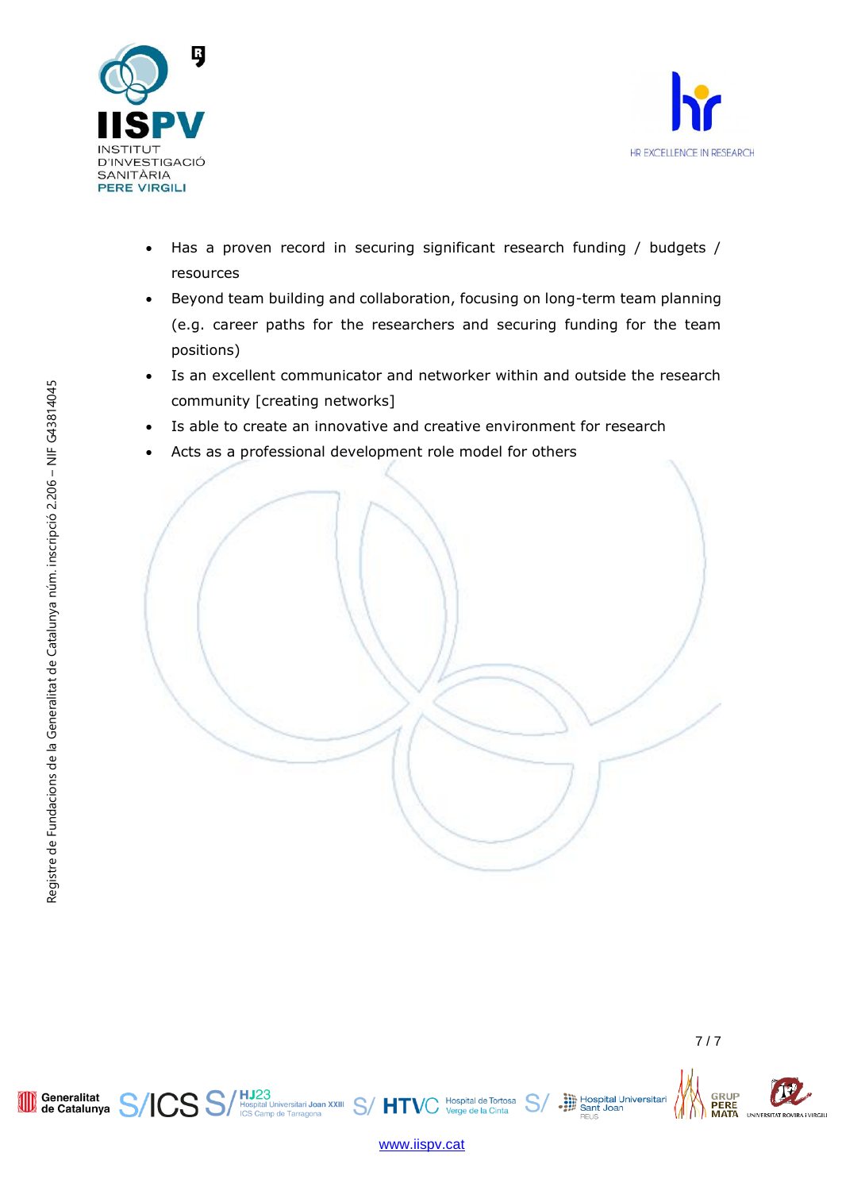- Has a proven record in securing significant research funding / budgets / resources
- Beyond team building and collaboration, focusing on long-term team planning (e.g. career paths for the researchers and securing funding for the team positions)
- Is an excellent communicator and networker within and outside the research community [creating networks]
- Is able to create an innovative and creative environment for research
- Acts as a professional development role model for others